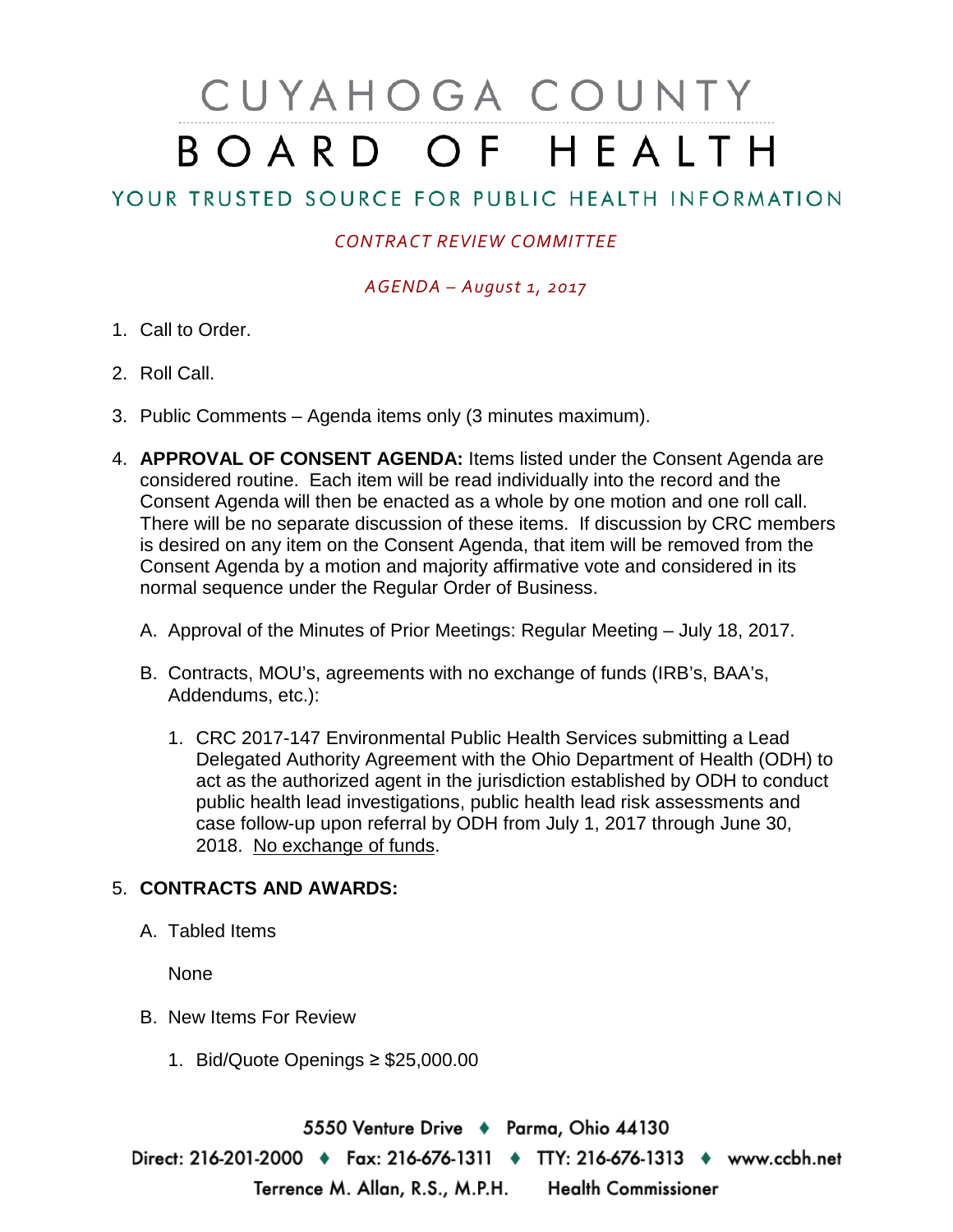# CUYAHOGA COUNTY BOARD OF HEALTH

## YOUR TRUSTED SOURCE FOR PUBLIC HEALTH INFORMATION

*CONTRACT REVIEW COMMITTEE*

*AGENDA – August 1, 2017*

1. Call to Order.

2. Roll Call.

3. Public Comments – Agenda items only (3 minutes maximum).

4. **APPROVAL OF CONSENT AGENDA:** Items listed under the Consent Agenda are considered routine. Each item will be read individually into the record and the Consent Agenda will then be enacted as a whole by one motion and one roll call. There will be no separate discussion of these items. If discussion by CRC members is desired on any item on the Consent Agenda, that item will be removed from the Consent Agenda by a motion and majority affirmative vote and considered in its normal sequence under the Regular Order of Business.

   A. Approval of the Minutes of Prior Meetings: Regular Meeting – July 18, 2017.

   B. Contracts, MOU's, agreements with no exchange of funds (IRB's, BAA's, Addendums, etc.):

      1. CRC 2017-147 Environmental Public Health Services submitting a Lead Delegated Authority Agreement with the Ohio Department of Health (ODH) to act as the authorized agent in the jurisdiction established by ODH to conduct public health lead investigations, public health lead risk assessments and case follow-up upon referral by ODH from July 1, 2017 through June 30, 2018. No exchange of funds.

5. **CONTRACTS AND AWARDS:**

   A. Tabled Items

      None

   B. New Items For Review

      1. Bid/Quote Openings ≥ $25,000.00

5550 Venture Drive ♦ Parma, Ohio 44130
Direct: 216-201-2000 ♦ Fax: 216-676-1311 ♦ TTY: 216-676-1313 ♦ www.ccbh.net
Terrence M. Allan, R.S., M.P.H. Health Commissioner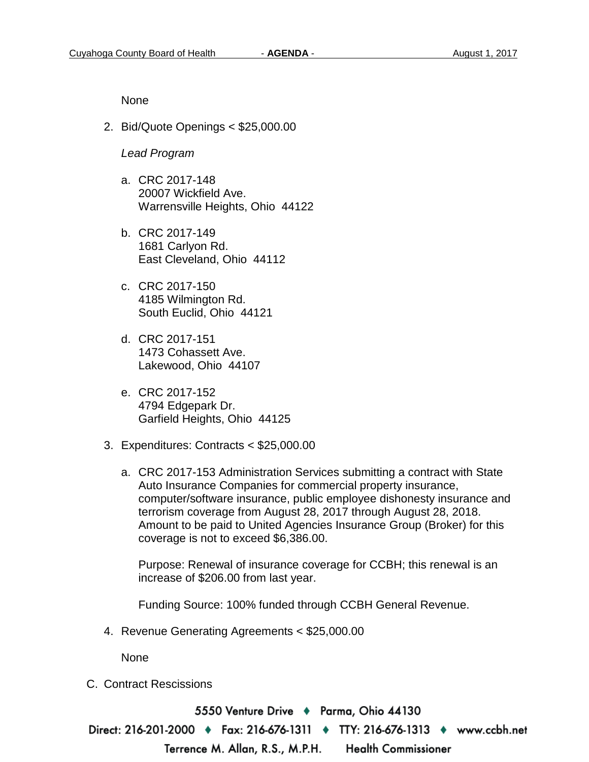None

2. Bid/Quote Openings < $25,000.00

   *Lead Program*

   a. CRC 2017-148
      20007 Wickfield Ave.
      Warrensville Heights, Ohio 44122

   b. CRC 2017-149
      1681 Carlyon Rd.
      East Cleveland, Ohio 44112

   c. CRC 2017-150
      4185 Wilmington Rd.
      South Euclid, Ohio 44121

   d. CRC 2017-151
      1473 Cohassett Ave.
      Lakewood, Ohio 44107

   e. CRC 2017-152
      4794 Edgepark Dr.
      Garfield Heights, Ohio 44125

3. Expenditures: Contracts < $25,000.00

   a. CRC 2017-153 Administration Services submitting a contract with State Auto Insurance Companies for commercial property insurance, computer/software insurance, public employee dishonesty insurance and terrorism coverage from August 28, 2017 through August 28, 2018. Amount to be paid to United Agencies Insurance Group (Broker) for this coverage is not to exceed $6,386.00.

      Purpose: Renewal of insurance coverage for CCBH; this renewal is an increase of $206.00 from last year.

      Funding Source: 100% funded through CCBH General Revenue.

4. Revenue Generating Agreements < $25,000.00

   None

C. Contract Rescissions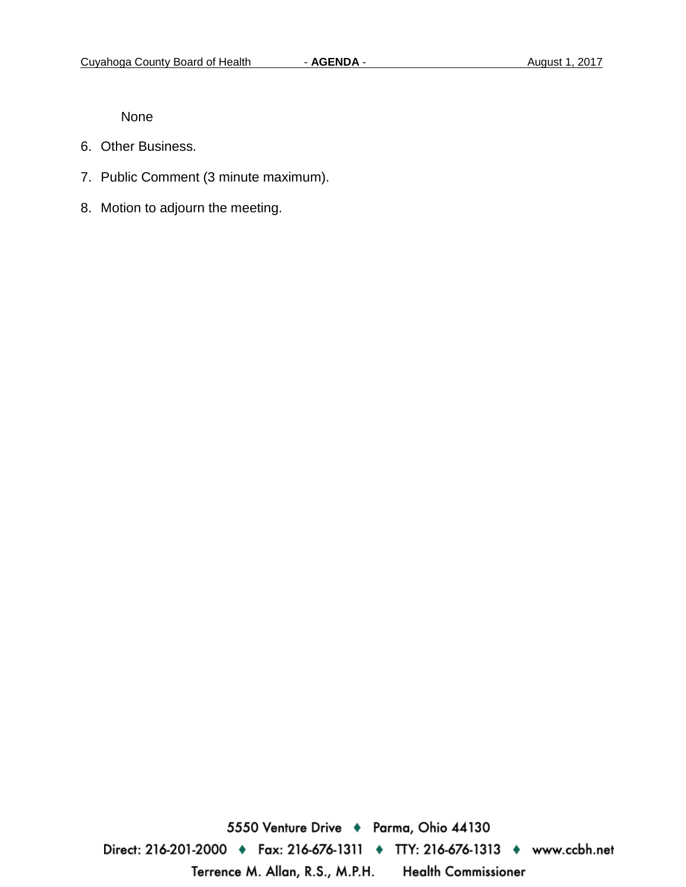None

6. Other Business.

7. Public Comment (3 minute maximum).

8. Motion to adjourn the meeting.